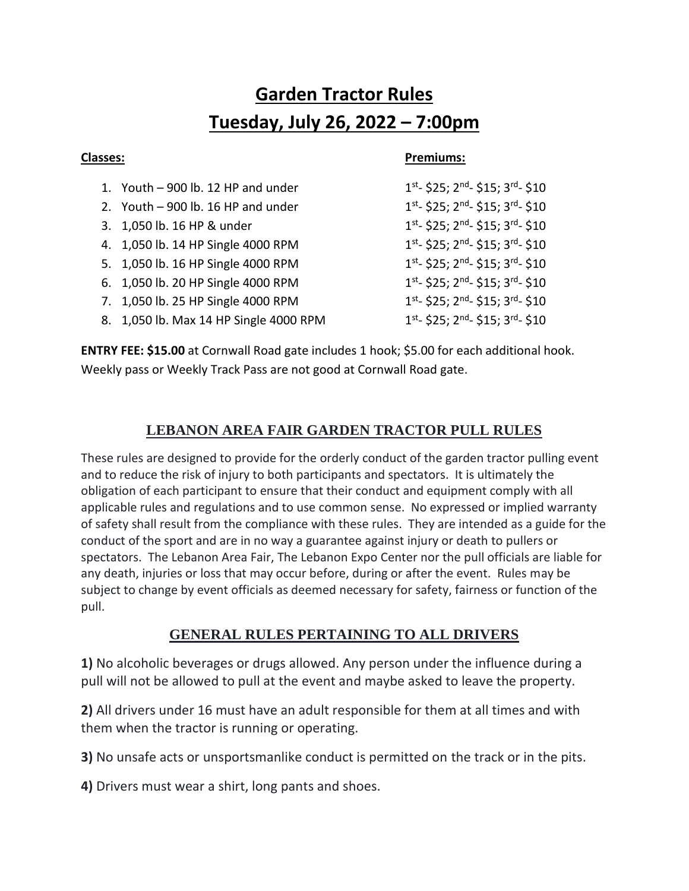# Garden Tractor Rules

# Tuesday, July 26, 2022 – 7:00pm

| **Classes:** | **Premiums:** |
| --- | --- |
| 1. Youth – 900 lb. 12 HP and under | 1st- $25; 2nd- $15; 3rd- $10 |
| 2. Youth – 900 lb. 16 HP and under | 1st- $25; 2nd- $15; 3rd- $10 |
| 3. 1,050 lb. 16 HP & under | 1st- $25; 2nd- $15; 3rd- $10 |
| 4. 1,050 lb. 14 HP Single 4000 RPM | 1st- $25; 2nd- $15; 3rd- $10 |
| 5. 1,050 lb. 16 HP Single 4000 RPM | 1st- $25; 2nd- $15; 3rd- $10 |
| 6. 1,050 lb. 20 HP Single 4000 RPM | 1st- $25; 2nd- $15; 3rd- $10 |
| 7. 1,050 lb. 25 HP Single 4000 RPM | 1st- $25; 2nd- $15; 3rd- $10 |
| 8. 1,050 lb. Max 14 HP Single 4000 RPM | 1st- $25; 2nd- $15; 3rd- $10 |

**ENTRY FEE: $15.00** at Cornwall Road gate includes 1 hook; $5.00 for each additional hook. Weekly pass or Weekly Track Pass are not good at Cornwall Road gate.

## LEBANON AREA FAIR GARDEN TRACTOR PULL RULES

These rules are designed to provide for the orderly conduct of the garden tractor pulling event and to reduce the risk of injury to both participants and spectators. It is ultimately the obligation of each participant to ensure that their conduct and equipment comply with all applicable rules and regulations and to use common sense. No expressed or implied warranty of safety shall result from the compliance with these rules. They are intended as a guide for the conduct of the sport and are in no way a guarantee against injury or death to pullers or spectators. The Lebanon Area Fair, The Lebanon Expo Center nor the pull officials are liable for any death, injuries or loss that may occur before, during or after the event. Rules may be subject to change by event officials as deemed necessary for safety, fairness or function of the pull.

## GENERAL RULES PERTAINING TO ALL DRIVERS

**1)** No alcoholic beverages or drugs allowed. Any person under the influence during a pull will not be allowed to pull at the event and maybe asked to leave the property.

**2)** All drivers under 16 must have an adult responsible for them at all times and with them when the tractor is running or operating.

**3)** No unsafe acts or unsportsmanlike conduct is permitted on the track or in the pits.

**4)** Drivers must wear a shirt, long pants and shoes.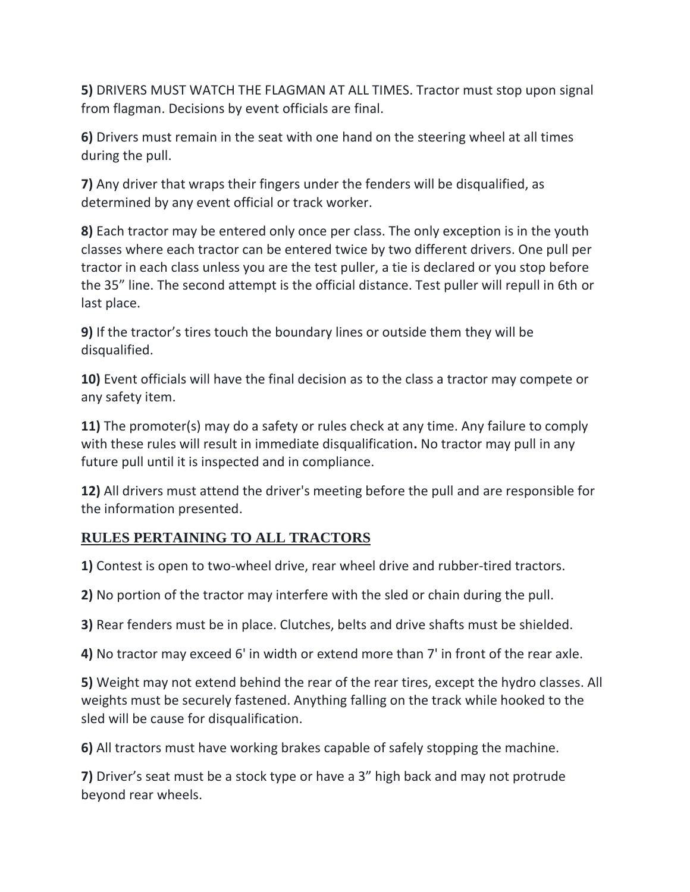**5)** DRIVERS MUST WATCH THE FLAGMAN AT ALL TIMES. Tractor must stop upon signal from flagman. Decisions by event officials are final.

**6)** Drivers must remain in the seat with one hand on the steering wheel at all times during the pull.

**7)** Any driver that wraps their fingers under the fenders will be disqualified, as determined by any event official or track worker.

**8)** Each tractor may be entered only once per class. The only exception is in the youth classes where each tractor can be entered twice by two different drivers. One pull per tractor in each class unless you are the test puller, a tie is declared or you stop before the 35" line. The second attempt is the official distance. Test puller will repull in 6th or last place.

**9)** If the tractor's tires touch the boundary lines or outside them they will be disqualified.

**10)** Event officials will have the final decision as to the class a tractor may compete or any safety item.

**11)** The promoter(s) may do a safety or rules check at any time. Any failure to comply with these rules will result in immediate disqualification**.** No tractor may pull in any future pull until it is inspected and in compliance.

**12)** All drivers must attend the driver's meeting before the pull and are responsible for the information presented.

## RULES PERTAINING TO ALL TRACTORS

**1)** Contest is open to two-wheel drive, rear wheel drive and rubber-tired tractors.

**2)** No portion of the tractor may interfere with the sled or chain during the pull.

**3)** Rear fenders must be in place. Clutches, belts and drive shafts must be shielded.

**4)** No tractor may exceed 6' in width or extend more than 7' in front of the rear axle.

**5)** Weight may not extend behind the rear of the rear tires, except the hydro classes. All weights must be securely fastened. Anything falling on the track while hooked to the sled will be cause for disqualification.

**6)** All tractors must have working brakes capable of safely stopping the machine.

**7)** Driver's seat must be a stock type or have a 3" high back and may not protrude beyond rear wheels.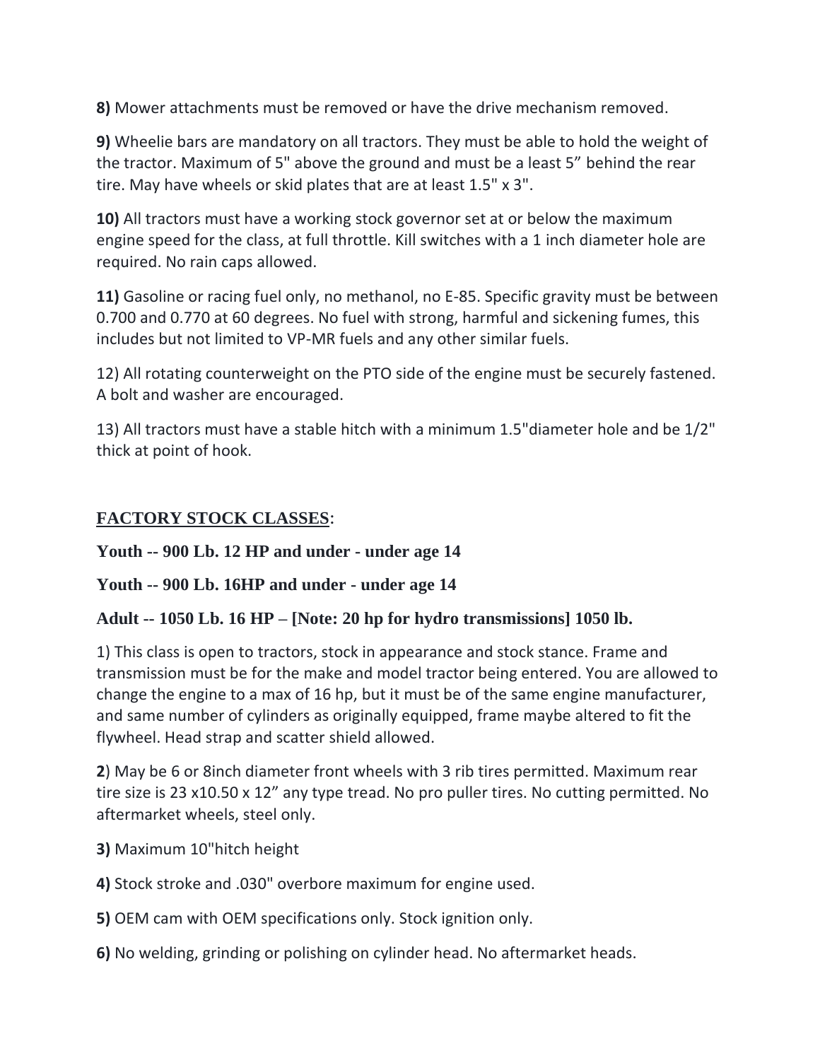**8)** Mower attachments must be removed or have the drive mechanism removed.

**9)** Wheelie bars are mandatory on all tractors. They must be able to hold the weight of the tractor. Maximum of 5" above the ground and must be a least 5” behind the rear tire. May have wheels or skid plates that are at least 1.5" x 3".

**10)** All tractors must have a working stock governor set at or below the maximum engine speed for the class, at full throttle. Kill switches with a 1 inch diameter hole are required. No rain caps allowed.

**11)** Gasoline or racing fuel only, no methanol, no E-85. Specific gravity must be between 0.700 and 0.770 at 60 degrees. No fuel with strong, harmful and sickening fumes, this includes but not limited to VP-MR fuels and any other similar fuels.

12) All rotating counterweight on the PTO side of the engine must be securely fastened. A bolt and washer are encouraged.

13) All tractors must have a stable hitch with a minimum 1.5"diameter hole and be 1/2" thick at point of hook.

## **FACTORY STOCK CLASSES**:

**Youth -- 900 Lb. 12 HP and under - under age 14**

**Youth -- 900 Lb. 16HP and under - under age 14**

**Adult -- 1050 Lb. 16 HP – [Note: 20 hp for hydro transmissions] 1050 lb.**

1) This class is open to tractors, stock in appearance and stock stance. Frame and transmission must be for the make and model tractor being entered. You are allowed to change the engine to a max of 16 hp, but it must be of the same engine manufacturer, and same number of cylinders as originally equipped, frame maybe altered to fit the flywheel. Head strap and scatter shield allowed.

**2**) May be 6 or 8inch diameter front wheels with 3 rib tires permitted. Maximum rear tire size is 23 x10.50 x 12” any type tread. No pro puller tires. No cutting permitted. No aftermarket wheels, steel only.

**3)** Maximum 10"hitch height

**4)** Stock stroke and .030" overbore maximum for engine used.

**5)** OEM cam with OEM specifications only. Stock ignition only.

**6)** No welding, grinding or polishing on cylinder head. No aftermarket heads.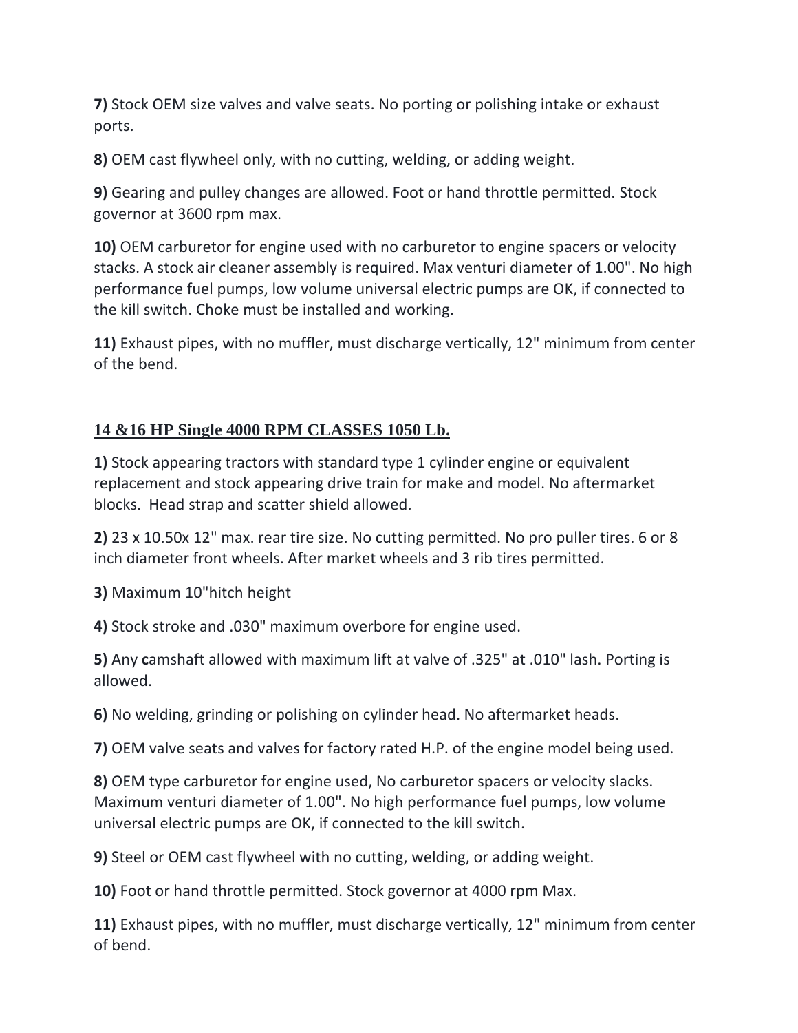**7)** Stock OEM size valves and valve seats. No porting or polishing intake or exhaust ports.

**8)** OEM cast flywheel only, with no cutting, welding, or adding weight.

**9)** Gearing and pulley changes are allowed. Foot or hand throttle permitted. Stock governor at 3600 rpm max.

**10)** OEM carburetor for engine used with no carburetor to engine spacers or velocity stacks. A stock air cleaner assembly is required. Max venturi diameter of 1.00". No high performance fuel pumps, low volume universal electric pumps are OK, if connected to the kill switch. Choke must be installed and working.

**11)** Exhaust pipes, with no muffler, must discharge vertically, 12" minimum from center of the bend.

## 14 &16 HP Single 4000 RPM CLASSES 1050 Lb.

**1)** Stock appearing tractors with standard type 1 cylinder engine or equivalent replacement and stock appearing drive train for make and model. No aftermarket blocks. Head strap and scatter shield allowed.

**2)** 23 x 10.50x 12" max. rear tire size. No cutting permitted. No pro puller tires. 6 or 8 inch diameter front wheels. After market wheels and 3 rib tires permitted.

**3)** Maximum 10"hitch height

**4)** Stock stroke and .030" maximum overbore for engine used.

**5)** Any **c**amshaft allowed with maximum lift at valve of .325" at .010" lash. Porting is allowed.

**6)** No welding, grinding or polishing on cylinder head. No aftermarket heads.

**7)** OEM valve seats and valves for factory rated H.P. of the engine model being used.

**8)** OEM type carburetor for engine used, No carburetor spacers or velocity slacks. Maximum venturi diameter of 1.00". No high performance fuel pumps, low volume universal electric pumps are OK, if connected to the kill switch.

**9)** Steel or OEM cast flywheel with no cutting, welding, or adding weight.

**10)** Foot or hand throttle permitted. Stock governor at 4000 rpm Max.

**11)** Exhaust pipes, with no muffler, must discharge vertically, 12" minimum from center of bend.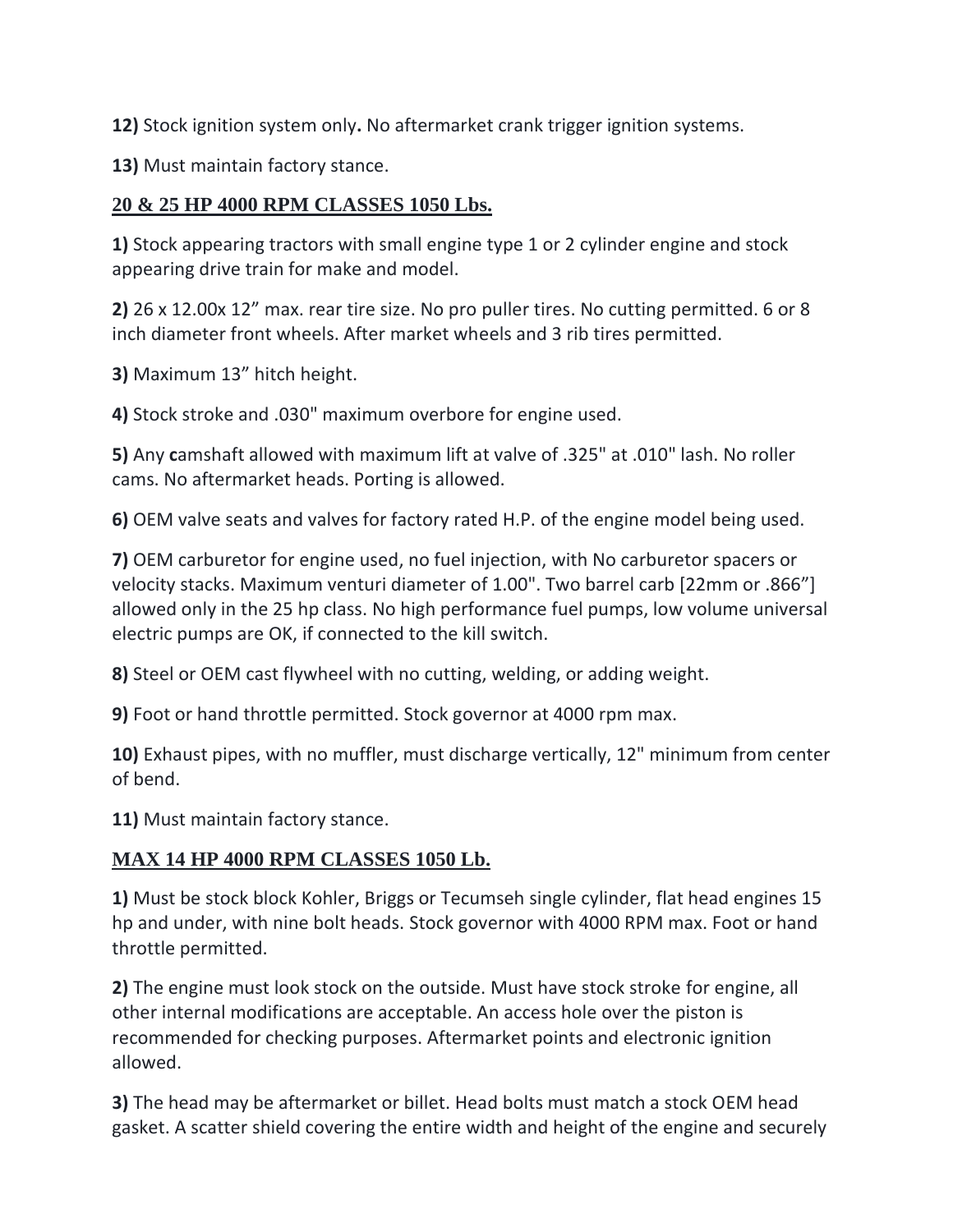**12)** Stock ignition system only**.** No aftermarket crank trigger ignition systems.

**13)** Must maintain factory stance.

## 20 & 25 HP 4000 RPM CLASSES 1050 Lbs.

**1)** Stock appearing tractors with small engine type 1 or 2 cylinder engine and stock appearing drive train for make and model.

**2)** 26 x 12.00x 12" max. rear tire size. No pro puller tires. No cutting permitted. 6 or 8 inch diameter front wheels. After market wheels and 3 rib tires permitted.

**3)** Maximum 13" hitch height.

**4)** Stock stroke and .030" maximum overbore for engine used.

**5)** Any **c**amshaft allowed with maximum lift at valve of .325" at .010" lash. No roller cams. No aftermarket heads. Porting is allowed.

**6)** OEM valve seats and valves for factory rated H.P. of the engine model being used.

**7)** OEM carburetor for engine used, no fuel injection, with No carburetor spacers or velocity stacks. Maximum venturi diameter of 1.00". Two barrel carb [22mm or .866"] allowed only in the 25 hp class. No high performance fuel pumps, low volume universal electric pumps are OK, if connected to the kill switch.

**8)** Steel or OEM cast flywheel with no cutting, welding, or adding weight.

**9)** Foot or hand throttle permitted. Stock governor at 4000 rpm max.

**10)** Exhaust pipes, with no muffler, must discharge vertically, 12" minimum from center of bend.

**11)** Must maintain factory stance.

## MAX 14 HP 4000 RPM CLASSES 1050 Lb.

**1)** Must be stock block Kohler, Briggs or Tecumseh single cylinder, flat head engines 15 hp and under, with nine bolt heads. Stock governor with 4000 RPM max. Foot or hand throttle permitted.

**2)** The engine must look stock on the outside. Must have stock stroke for engine, all other internal modifications are acceptable. An access hole over the piston is recommended for checking purposes. Aftermarket points and electronic ignition allowed.

**3)** The head may be aftermarket or billet. Head bolts must match a stock OEM head gasket. A scatter shield covering the entire width and height of the engine and securely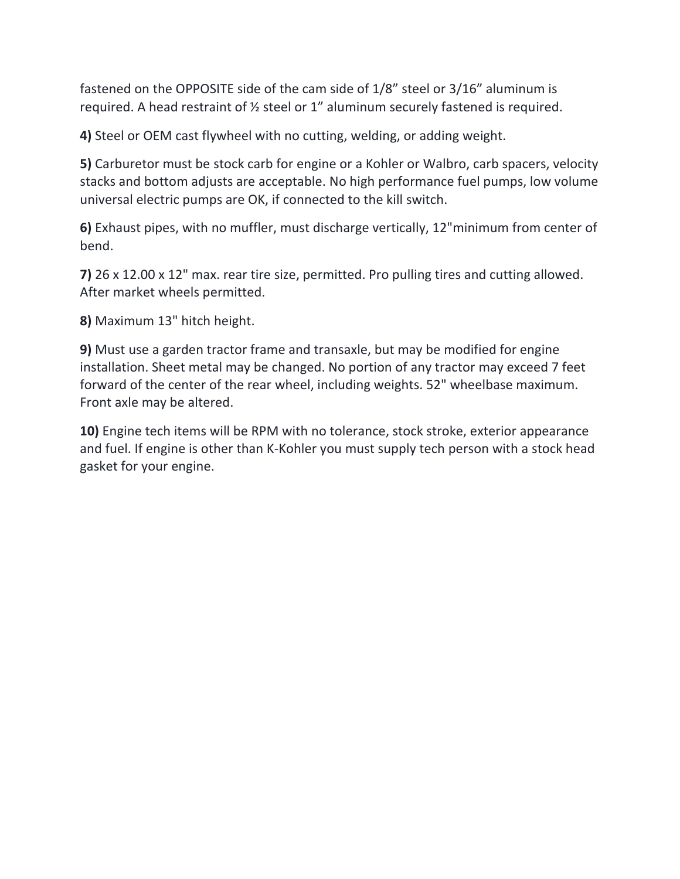fastened on the OPPOSITE side of the cam side of 1/8" steel or 3/16" aluminum is required. A head restraint of ½ steel or 1" aluminum securely fastened is required.

**4)** Steel or OEM cast flywheel with no cutting, welding, or adding weight.

**5)** Carburetor must be stock carb for engine or a Kohler or Walbro, carb spacers, velocity stacks and bottom adjusts are acceptable. No high performance fuel pumps, low volume universal electric pumps are OK, if connected to the kill switch.

**6)** Exhaust pipes, with no muffler, must discharge vertically, 12"minimum from center of bend.

**7)** 26 x 12.00 x 12" max. rear tire size, permitted. Pro pulling tires and cutting allowed. After market wheels permitted.

**8)** Maximum 13" hitch height.

**9)** Must use a garden tractor frame and transaxle, but may be modified for engine installation. Sheet metal may be changed. No portion of any tractor may exceed 7 feet forward of the center of the rear wheel, including weights. 52" wheelbase maximum. Front axle may be altered.

**10)** Engine tech items will be RPM with no tolerance, stock stroke, exterior appearance and fuel. If engine is other than K-Kohler you must supply tech person with a stock head gasket for your engine.